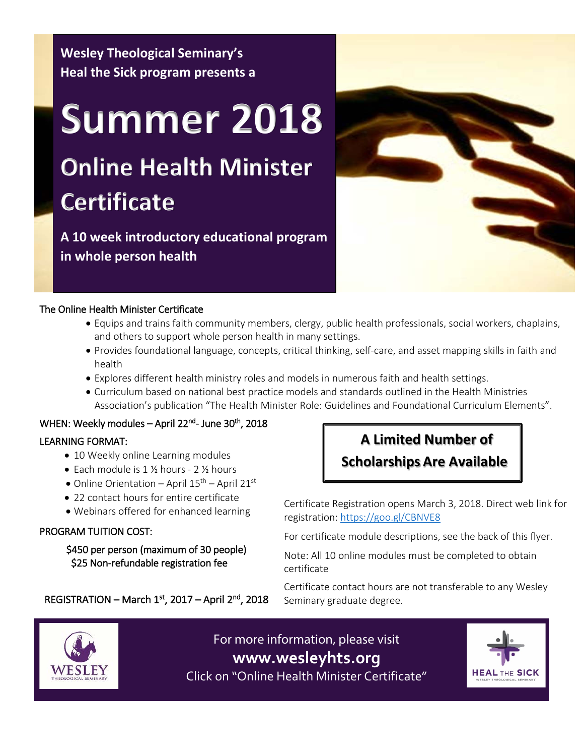**Wesley Theological Seminary's Heal the Sick program presents a**

# Summer 2018

## Online Health Minister Certificate

**A 10 week introductory educational program in whole person health**

The Online Health Minister Certificate

- Equips and trains faith community members, clergy, public health professionals, social workers, chaplains, and others to support whole person health in many settings.
- Provides foundational language, concepts, critical thinking, self-care, and asset mapping skills in faith and health
- Explores different health ministry roles and models in numerous faith and health settings.
- Curriculum based on national best practice models and standards outlined in the Health Ministries Association's publication "The Health Minister Role: Guidelines and Foundational Curriculum Elements".

WHEN: Weekly modules – April 22nd- June 30th, 2018

LEARNING FORMAT:

- 10 Weekly online Learning modules
- Each module is 1 ½ hours - 2 ½ hours
- Online Orientation – April 15th – April 21st
- 22 contact hours for entire certificate
- Webinars offered for enhanced learning

PROGRAM TUITION COST:

$450 per person (maximum of 30 people)
$25 Non-refundable registration fee

REGISTRATION – March 1st, 2017 – April 2nd, 2018

**A Limited Number of Scholarships Are Available**

Certificate Registration opens March 3, 2018. Direct web link for registration: https://goo.gl/CBNVE8

For certificate module descriptions, see the back of this flyer.

Note: All 10 online modules must be completed to obtain certificate

Certificate contact hours are not transferable to any Wesley Seminary graduate degree.

WESLEY THEOLOGICAL SEMINARY

For more information, please visit
**www.wesleyhts.org**
Click on "Online Health Minister Certificate"

HEAL THE SICK WESLEY THEOLOGICAL SEMINARY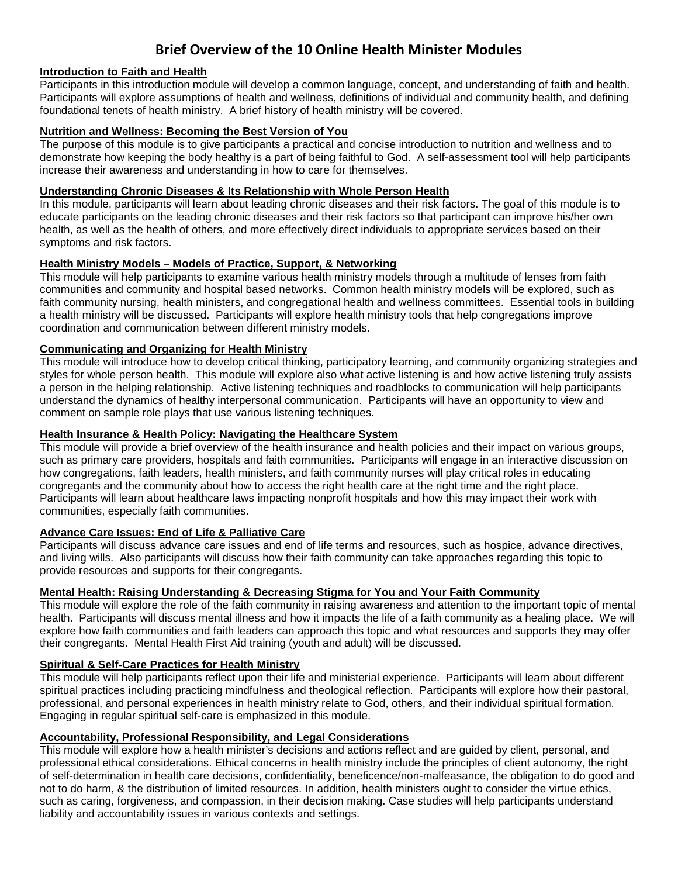# Brief Overview of the 10 Online Health Minister Modules

**Introduction to Faith and Health**

Participants in this introduction module will develop a common language, concept, and understanding of faith and health. Participants will explore assumptions of health and wellness, definitions of individual and community health, and defining foundational tenets of health ministry. A brief history of health ministry will be covered.

**Nutrition and Wellness: Becoming the Best Version of You**

The purpose of this module is to give participants a practical and concise introduction to nutrition and wellness and to demonstrate how keeping the body healthy is a part of being faithful to God. A self-assessment tool will help participants increase their awareness and understanding in how to care for themselves.

**Understanding Chronic Diseases & Its Relationship with Whole Person Health**

In this module, participants will learn about leading chronic diseases and their risk factors. The goal of this module is to educate participants on the leading chronic diseases and their risk factors so that participant can improve his/her own health, as well as the health of others, and more effectively direct individuals to appropriate services based on their symptoms and risk factors.

**Health Ministry Models – Models of Practice, Support, & Networking**

This module will help participants to examine various health ministry models through a multitude of lenses from faith communities and community and hospital based networks. Common health ministry models will be explored, such as faith community nursing, health ministers, and congregational health and wellness committees. Essential tools in building a health ministry will be discussed. Participants will explore health ministry tools that help congregations improve coordination and communication between different ministry models.

**Communicating and Organizing for Health Ministry**

This module will introduce how to develop critical thinking, participatory learning, and community organizing strategies and styles for whole person health. This module will explore also what active listening is and how active listening truly assists a person in the helping relationship. Active listening techniques and roadblocks to communication will help participants understand the dynamics of healthy interpersonal communication. Participants will have an opportunity to view and comment on sample role plays that use various listening techniques.

**Health Insurance & Health Policy: Navigating the Healthcare System**

This module will provide a brief overview of the health insurance and health policies and their impact on various groups, such as primary care providers, hospitals and faith communities. Participants will engage in an interactive discussion on how congregations, faith leaders, health ministers, and faith community nurses will play critical roles in educating congregants and the community about how to access the right health care at the right time and the right place. Participants will learn about healthcare laws impacting nonprofit hospitals and how this may impact their work with communities, especially faith communities.

**Advance Care Issues: End of Life & Palliative Care**

Participants will discuss advance care issues and end of life terms and resources, such as hospice, advance directives, and living wills. Also participants will discuss how their faith community can take approaches regarding this topic to provide resources and supports for their congregants.

**Mental Health: Raising Understanding & Decreasing Stigma for You and Your Faith Community**

This module will explore the role of the faith community in raising awareness and attention to the important topic of mental health. Participants will discuss mental illness and how it impacts the life of a faith community as a healing place. We will explore how faith communities and faith leaders can approach this topic and what resources and supports they may offer their congregants. Mental Health First Aid training (youth and adult) will be discussed.

**Spiritual & Self-Care Practices for Health Ministry**

This module will help participants reflect upon their life and ministerial experience. Participants will learn about different spiritual practices including practicing mindfulness and theological reflection. Participants will explore how their pastoral, professional, and personal experiences in health ministry relate to God, others, and their individual spiritual formation. Engaging in regular spiritual self-care is emphasized in this module.

**Accountability, Professional Responsibility, and Legal Considerations**

This module will explore how a health minister's decisions and actions reflect and are guided by client, personal, and professional ethical considerations. Ethical concerns in health ministry include the principles of client autonomy, the right of self-determination in health care decisions, confidentiality, beneficence/non-malfeasance, the obligation to do good and not to do harm, & the distribution of limited resources. In addition, health ministers ought to consider the virtue ethics, such as caring, forgiveness, and compassion, in their decision making. Case studies will help participants understand liability and accountability issues in various contexts and settings.